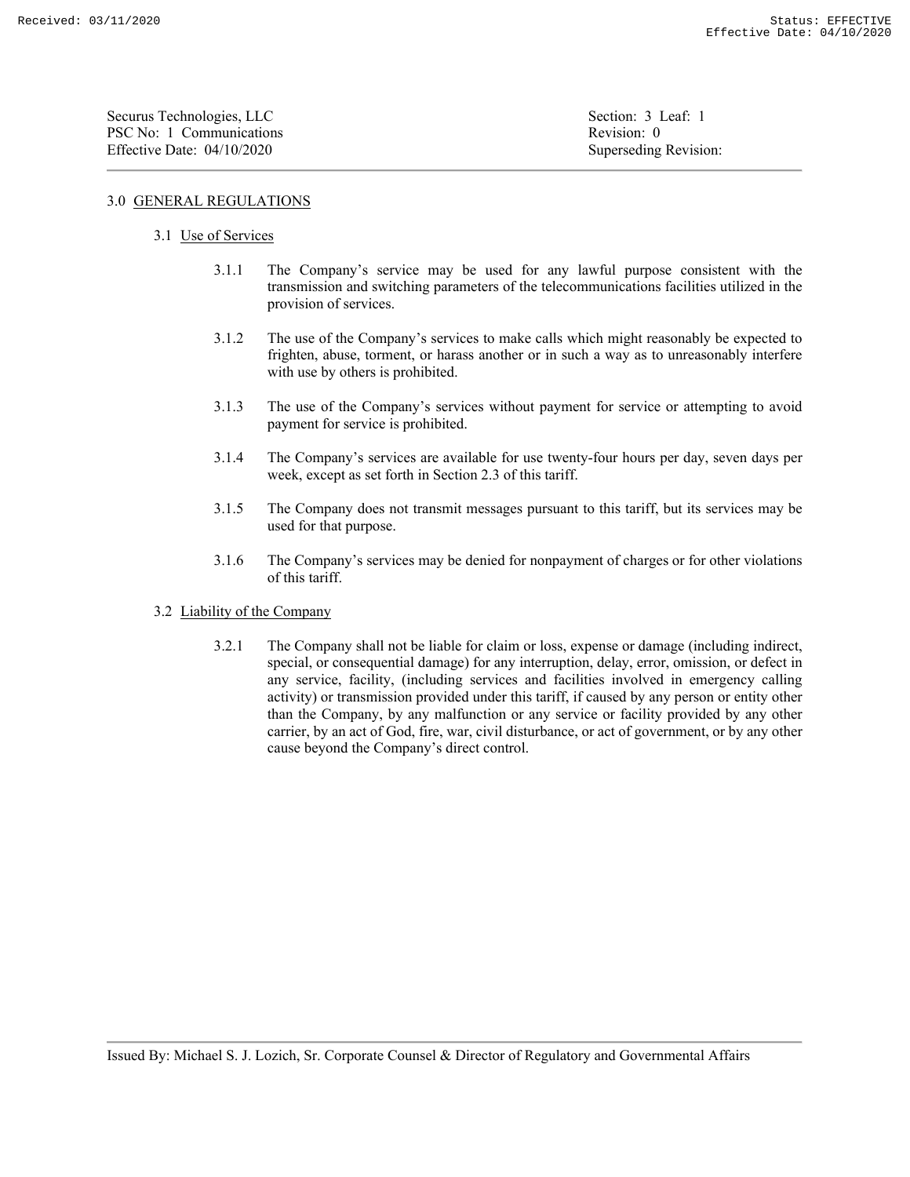# 3.0 GENERAL REGULATIONS

## 3.1 Use of Services

3.1.1 The Company's service may be used for any lawful purpose consistent with the transmission and switching parameters of the telecommunications facilities utilized in the provision of services.

3.1.2 The use of the Company's services to make calls which might reasonably be expected to frighten, abuse, torment, or harass another or in such a way as to unreasonably interfere with use by others is prohibited.

3.1.3 The use of the Company's services without payment for service or attempting to avoid payment for service is prohibited.

3.1.4 The Company's services are available for use twenty-four hours per day, seven days per week, except as set forth in Section 2.3 of this tariff.

3.1.5 The Company does not transmit messages pursuant to this tariff, but its services may be used for that purpose.

3.1.6 The Company's services may be denied for nonpayment of charges or for other violations of this tariff.

## 3.2 Liability of the Company

3.2.1 The Company shall not be liable for claim or loss, expense or damage (including indirect, special, or consequential damage) for any interruption, delay, error, omission, or defect in any service, facility, (including services and facilities involved in emergency calling activity) or transmission provided under this tariff, if caused by any person or entity other than the Company, by any malfunction or any service or facility provided by any other carrier, by an act of God, fire, war, civil disturbance, or act of government, or by any other cause beyond the Company's direct control.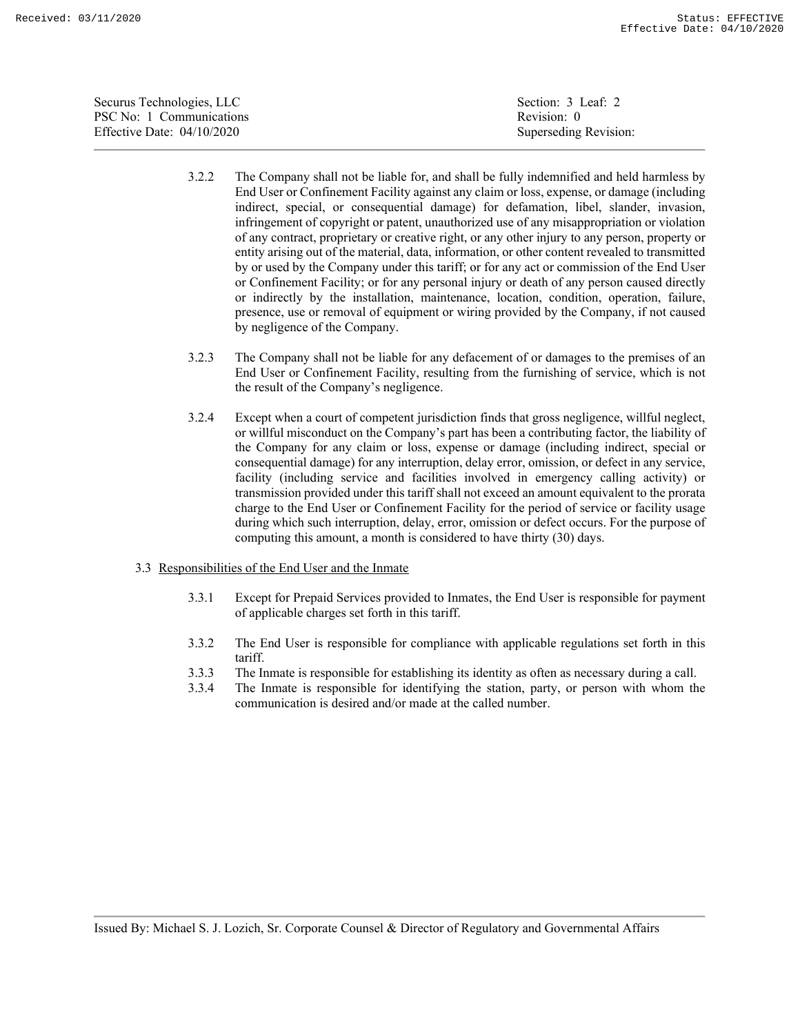3.2.2 The Company shall not be liable for, and shall be fully indemnified and held harmless by End User or Confinement Facility against any claim or loss, expense, or damage (including indirect, special, or consequential damage) for defamation, libel, slander, invasion, infringement of copyright or patent, unauthorized use of any misappropriation or violation of any contract, proprietary or creative right, or any other injury to any person, property or entity arising out of the material, data, information, or other content revealed to transmitted by or used by the Company under this tariff; or for any act or commission of the End User or Confinement Facility; or for any personal injury or death of any person caused directly or indirectly by the installation, maintenance, location, condition, operation, failure, presence, use or removal of equipment or wiring provided by the Company, if not caused by negligence of the Company.

3.2.3 The Company shall not be liable for any defacement of or damages to the premises of an End User or Confinement Facility, resulting from the furnishing of service, which is not the result of the Company's negligence.

3.2.4 Except when a court of competent jurisdiction finds that gross negligence, willful neglect, or willful misconduct on the Company's part has been a contributing factor, the liability of the Company for any claim or loss, expense or damage (including indirect, special or consequential damage) for any interruption, delay error, omission, or defect in any service, facility (including service and facilities involved in emergency calling activity) or transmission provided under this tariff shall not exceed an amount equivalent to the prorata charge to the End User or Confinement Facility for the period of service or facility usage during which such interruption, delay, error, omission or defect occurs. For the purpose of computing this amount, a month is considered to have thirty (30) days.

3.3 Responsibilities of the End User and the Inmate

3.3.1 Except for Prepaid Services provided to Inmates, the End User is responsible for payment of applicable charges set forth in this tariff.

3.3.2 The End User is responsible for compliance with applicable regulations set forth in this tariff.

3.3.3 The Inmate is responsible for establishing its identity as often as necessary during a call.

3.3.4 The Inmate is responsible for identifying the station, party, or person with whom the communication is desired and/or made at the called number.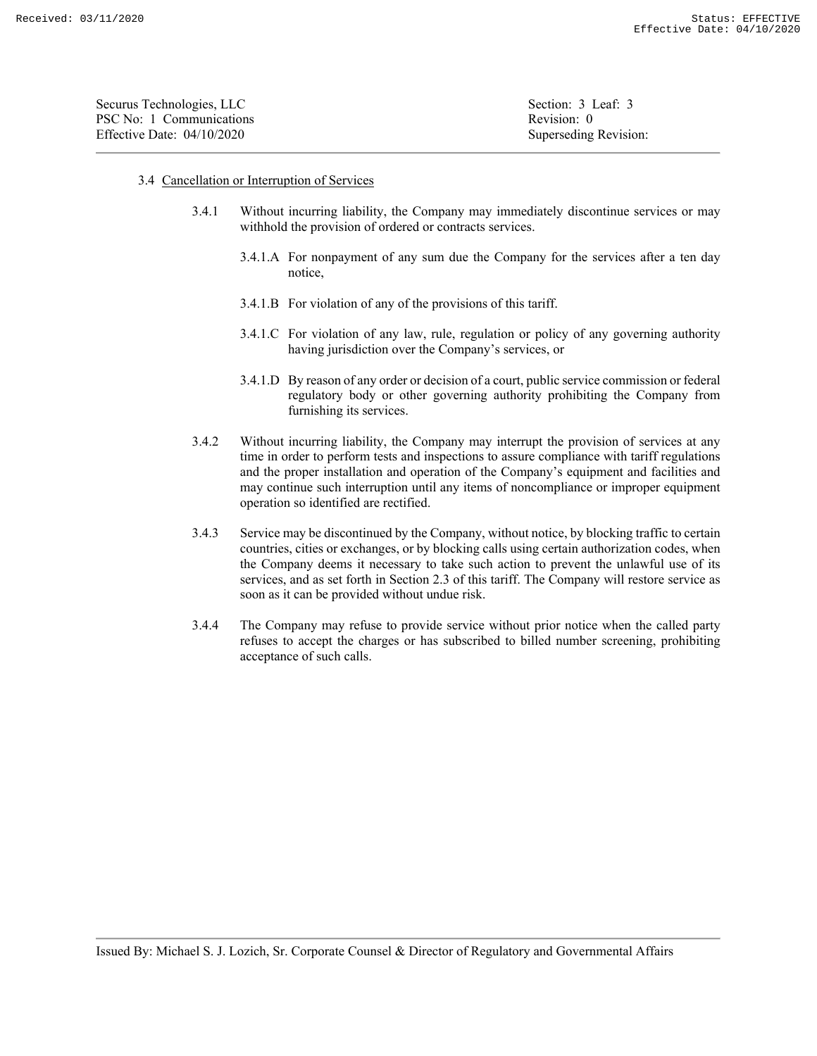### 3.4 Cancellation or Interruption of Services

3.4.1 Without incurring liability, the Company may immediately discontinue services or may withhold the provision of ordered or contracts services.

3.4.1.A For nonpayment of any sum due the Company for the services after a ten day notice,

3.4.1.B For violation of any of the provisions of this tariff.

3.4.1.C For violation of any law, rule, regulation or policy of any governing authority having jurisdiction over the Company's services, or

3.4.1.D By reason of any order or decision of a court, public service commission or federal regulatory body or other governing authority prohibiting the Company from furnishing its services.

3.4.2 Without incurring liability, the Company may interrupt the provision of services at any time in order to perform tests and inspections to assure compliance with tariff regulations and the proper installation and operation of the Company's equipment and facilities and may continue such interruption until any items of noncompliance or improper equipment operation so identified are rectified.

3.4.3 Service may be discontinued by the Company, without notice, by blocking traffic to certain countries, cities or exchanges, or by blocking calls using certain authorization codes, when the Company deems it necessary to take such action to prevent the unlawful use of its services, and as set forth in Section 2.3 of this tariff. The Company will restore service as soon as it can be provided without undue risk.

3.4.4 The Company may refuse to provide service without prior notice when the called party refuses to accept the charges or has subscribed to billed number screening, prohibiting acceptance of such calls.